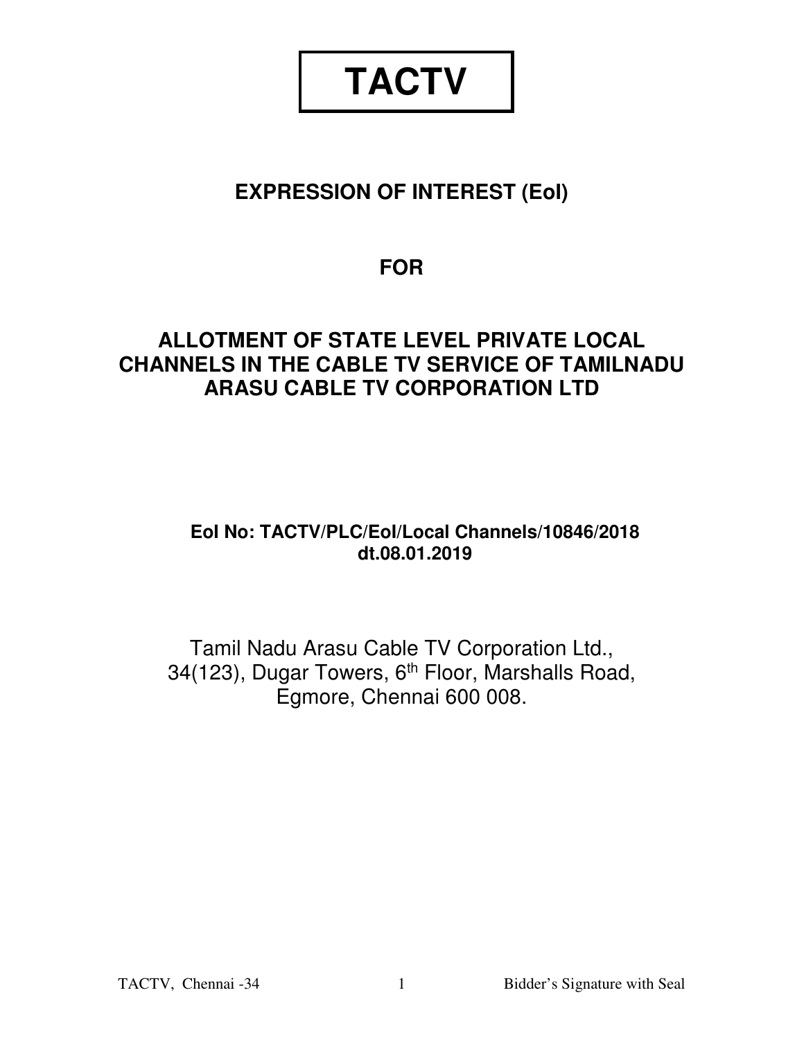# TACTV

## EXPRESSION OF INTEREST (EoI)

## FOR

## ALLOTMENT OF STATE LEVEL PRIVATE LOCAL CHANNELS IN THE CABLE TV SERVICE OF TAMILNADU ARASU CABLE TV CORPORATION LTD

**EoI No: TACTV/PLC/EoI/Local Channels/10846/2018 dt.08.01.2019**

Tamil Nadu Arasu Cable TV Corporation Ltd.,
34(123), Dugar Towers, 6th Floor, Marshalls Road,
Egmore, Chennai 600 008.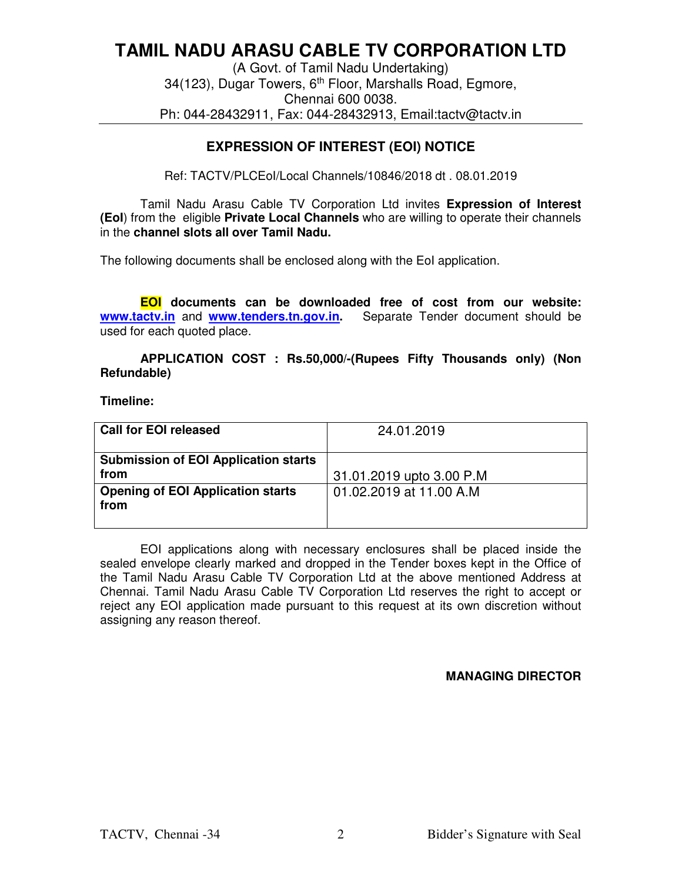# TAMIL NADU ARASU CABLE TV CORPORATION LTD

(A Govt. of Tamil Nadu Undertaking)
34(123), Dugar Towers, 6th Floor, Marshalls Road, Egmore,
Chennai 600 0038.
Ph: 044-28432911, Fax: 044-28432913, Email:tactv@tactv.in

## EXPRESSION OF INTEREST (EOI) NOTICE

Ref: TACTV/PLCEoI/Local Channels/10846/2018 dt . 08.01.2019

Tamil Nadu Arasu Cable TV Corporation Ltd invites **Expression of Interest (EoI**) from the eligible **Private Local Channels** who are willing to operate their channels in the **channel slots all over Tamil Nadu.**

The following documents shall be enclosed along with the EoI application.

**EOI documents can be downloaded free of cost from our website: www.tactv.in and www.tenders.tn.gov.in.** Separate Tender document should be used for each quoted place.

**APPLICATION COST : Rs.50,000/-(Rupees Fifty Thousands only) (Non Refundable)**

**Timeline:**

| | |
|---|---|
| **Call for EOI released** | 24.01.2019 |
| **Submission of EOI Application starts from** | 31.01.2019 upto 3.00 P.M |
| **Opening of EOI Application starts from** | 01.02.2019 at 11.00 A.M |

EOI applications along with necessary enclosures shall be placed inside the sealed envelope clearly marked and dropped in the Tender boxes kept in the Office of the Tamil Nadu Arasu Cable TV Corporation Ltd at the above mentioned Address at Chennai. Tamil Nadu Arasu Cable TV Corporation Ltd reserves the right to accept or reject any EOI application made pursuant to this request at its own discretion without assigning any reason thereof.

**MANAGING DIRECTOR**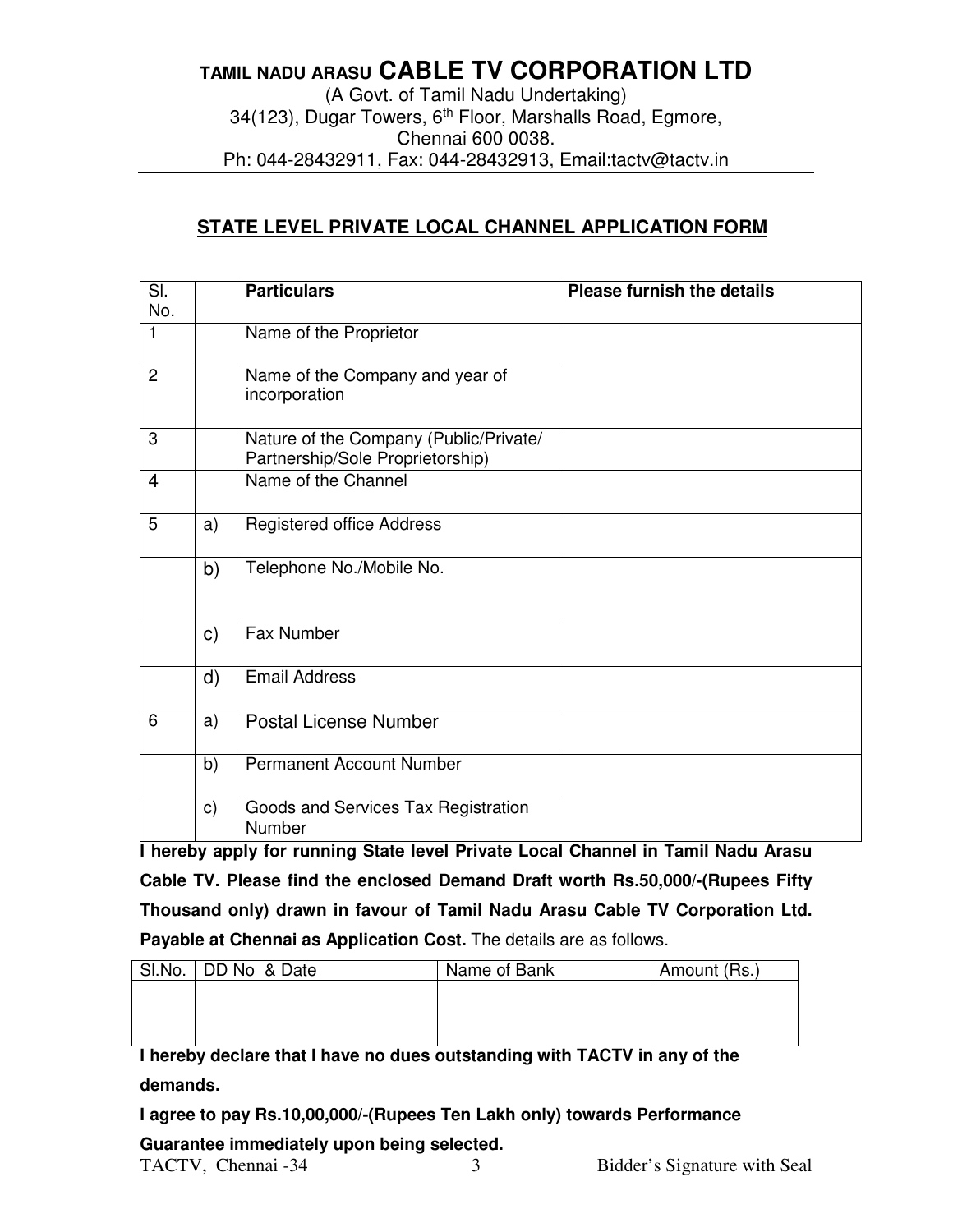**TAMIL NADU ARASU CABLE TV CORPORATION LTD**

(A Govt. of Tamil Nadu Undertaking)
34(123), Dugar Towers, 6th Floor, Marshalls Road, Egmore,
Chennai 600 0038.
Ph: 044-28432911, Fax: 044-28432913, Email:tactv@tactv.in

## STATE LEVEL PRIVATE LOCAL CHANNEL APPLICATION FORM

| Sl. No. | | Particulars | Please furnish the details |
|---|---|---|---|
| 1 | | Name of the Proprietor | |
| 2 | | Name of the Company and year of incorporation | |
| 3 | | Nature of the Company (Public/Private/ Partnership/Sole Proprietorship) | |
| 4 | | Name of the Channel | |
| 5 | a) | Registered office Address | |
| | b) | Telephone No./Mobile No. | |
| | c) | Fax Number | |
| | d) | Email Address | |
| 6 | a) | Postal License Number | |
| | b) | Permanent Account Number | |
| | c) | Goods and Services Tax Registration Number | |

**I hereby apply for running State level Private Local Channel in Tamil Nadu Arasu Cable TV. Please find the enclosed Demand Draft worth Rs.50,000/-(Rupees Fifty Thousand only) drawn in favour of Tamil Nadu Arasu Cable TV Corporation Ltd. Payable at Chennai as Application Cost.** The details are as follows.

| Sl.No. | DD No & Date | Name of Bank | Amount (Rs.) |
|---|---|---|---|
| | | | |

**I hereby declare that I have no dues outstanding with TACTV in any of the demands.**

**I agree to pay Rs.10,00,000/-(Rupees Ten Lakh only) towards Performance Guarantee immediately upon being selected.**

Bidder's Signature with Seal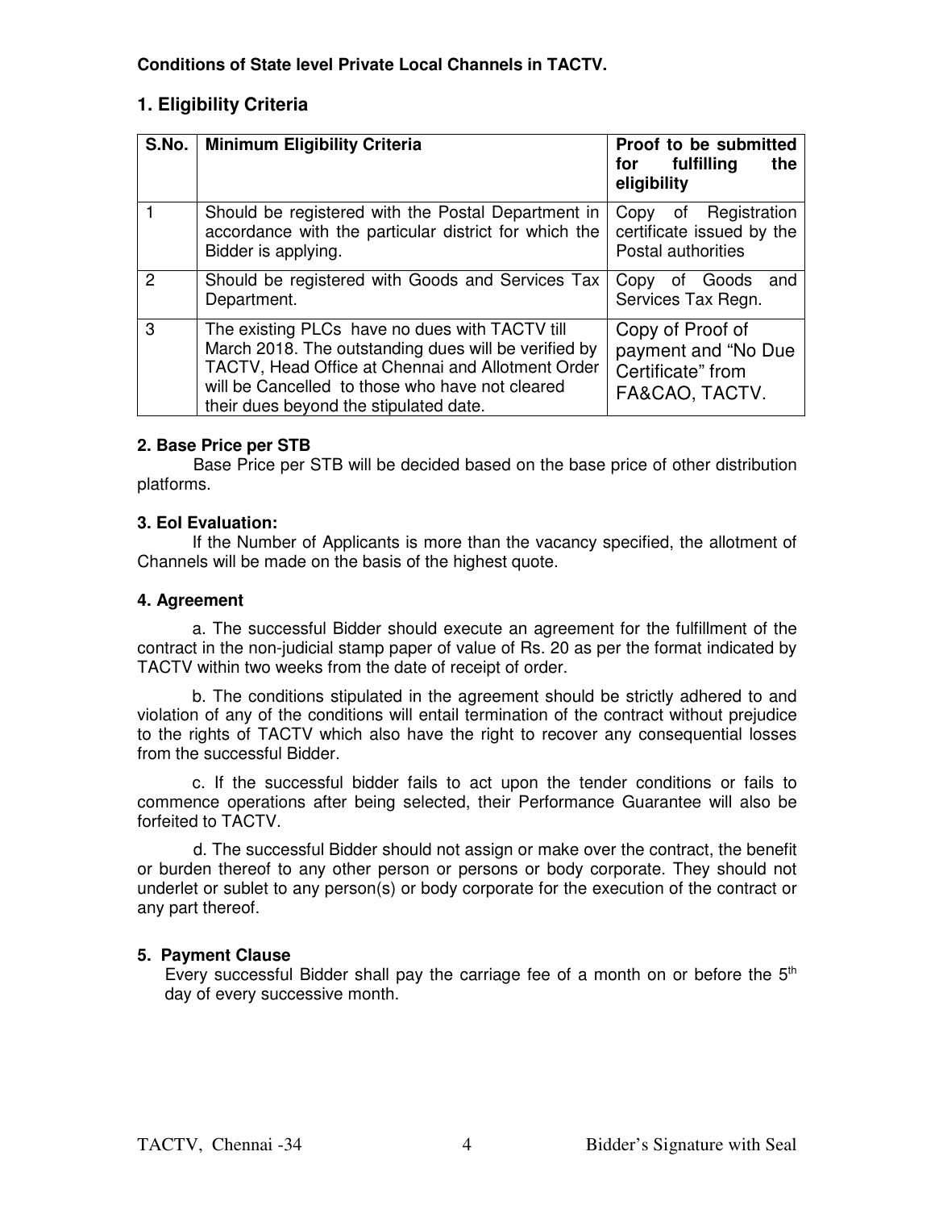**Conditions of State level Private Local Channels in TACTV.**

## 1. Eligibility Criteria

| S.No. | Minimum Eligibility Criteria | Proof to be submitted for fulfilling the eligibility |
|---|---|---|
| 1 | Should be registered with the Postal Department in accordance with the particular district for which the Bidder is applying. | Copy of Registration certificate issued by the Postal authorities |
| 2 | Should be registered with Goods and Services Tax Department. | Copy of Goods and Services Tax Regn. |
| 3 | The existing PLCs have no dues with TACTV till March 2018. The outstanding dues will be verified by TACTV, Head Office at Chennai and Allotment Order will be Cancelled to those who have not cleared their dues beyond the stipulated date. | Copy of Proof of payment and "No Due Certificate" from FA&CAO, TACTV. |

**2. Base Price per STB**

Base Price per STB will be decided based on the base price of other distribution platforms.

**3. EoI Evaluation:**

If the Number of Applicants is more than the vacancy specified, the allotment of Channels will be made on the basis of the highest quote.

**4. Agreement**

a. The successful Bidder should execute an agreement for the fulfillment of the contract in the non-judicial stamp paper of value of Rs. 20 as per the format indicated by TACTV within two weeks from the date of receipt of order.

b. The conditions stipulated in the agreement should be strictly adhered to and violation of any of the conditions will entail termination of the contract without prejudice to the rights of TACTV which also have the right to recover any consequential losses from the successful Bidder.

c. If the successful bidder fails to act upon the tender conditions or fails to commence operations after being selected, their Performance Guarantee will also be forfeited to TACTV.

d. The successful Bidder should not assign or make over the contract, the benefit or burden thereof to any other person or persons or body corporate. They should not underlet or sublet to any person(s) or body corporate for the execution of the contract or any part thereof.

**5. Payment Clause**

Every successful Bidder shall pay the carriage fee of a month on or before the 5th day of every successive month.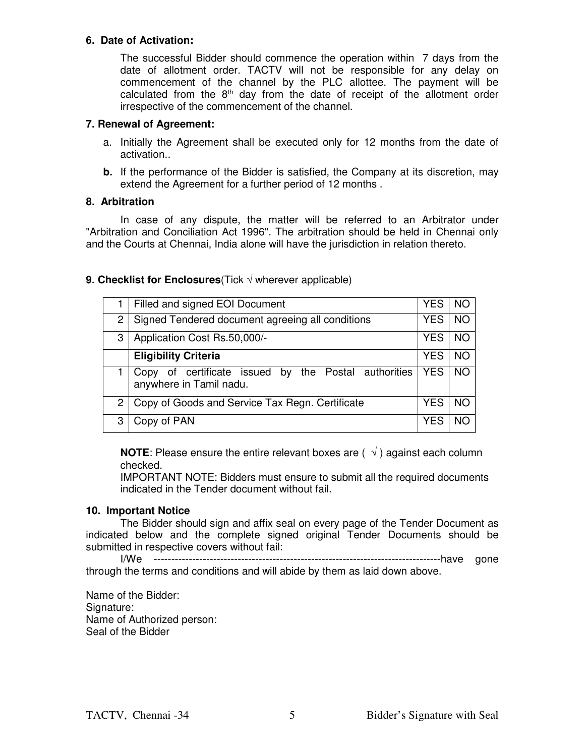**6. Date of Activation:**

The successful Bidder should commence the operation within 7 days from the date of allotment order. TACTV will not be responsible for any delay on commencement of the channel by the PLC allottee. The payment will be calculated from the 8th day from the date of receipt of the allotment order irrespective of the commencement of the channel.

**7. Renewal of Agreement:**

a. Initially the Agreement shall be executed only for 12 months from the date of activation..

**b.** If the performance of the Bidder is satisfied, the Company at its discretion, may extend the Agreement for a further period of 12 months .

**8. Arbitration**

In case of any dispute, the matter will be referred to an Arbitrator under "Arbitration and Conciliation Act 1996". The arbitration should be held in Chennai only and the Courts at Chennai, India alone will have the jurisdiction in relation thereto.

**9. Checklist for Enclosures**(Tick √ wherever applicable)

| | | | |
|---|---|---|---|
| 1 | Filled and signed EOI Document | YES | NO |
| 2 | Signed Tendered document agreeing all conditions | YES | NO |
| 3 | Application Cost Rs.50,000/- | YES | NO |
| | **Eligibility Criteria** | YES | NO |
| 1 | Copy of certificate issued by the Postal authorities anywhere in Tamil nadu. | YES | NO |
| 2 | Copy of Goods and Service Tax Regn. Certificate | YES | NO |
| 3 | Copy of PAN | YES | NO |

**NOTE**: Please ensure the entire relevant boxes are ( √ ) against each column checked.

IMPORTANT NOTE: Bidders must ensure to submit all the required documents indicated in the Tender document without fail.

**10. Important Notice**

The Bidder should sign and affix seal on every page of the Tender Document as indicated below and the complete signed original Tender Documents should be submitted in respective covers without fail:

I/We ---------------------------------------------------------------------------------have gone through the terms and conditions and will abide by them as laid down above.

Name of the Bidder:
Signature:
Name of Authorized person:
Seal of the Bidder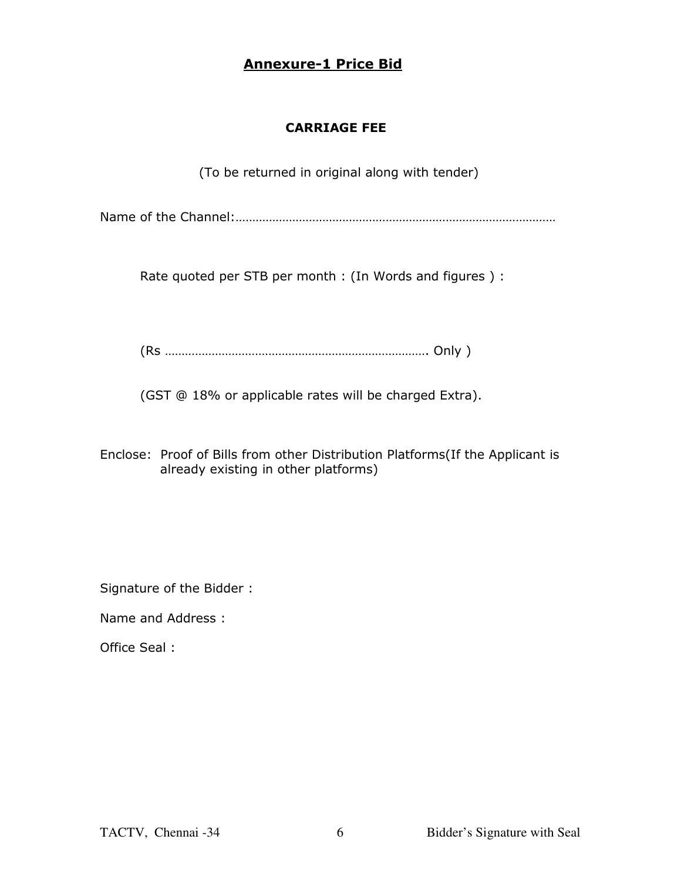## Annexure-1 Price Bid

**CARRIAGE FEE**

(To be returned in original along with tender)

Name of the Channel:…………………………………………………………………………………

Rate quoted per STB per month : (In Words and figures ) :

(Rs ……………………………………………………………………. Only )

(GST @ 18% or applicable rates will be charged Extra).

Enclose: Proof of Bills from other Distribution Platforms(If the Applicant is already existing in other platforms)

Signature of the Bidder :

Name and Address :

Office Seal :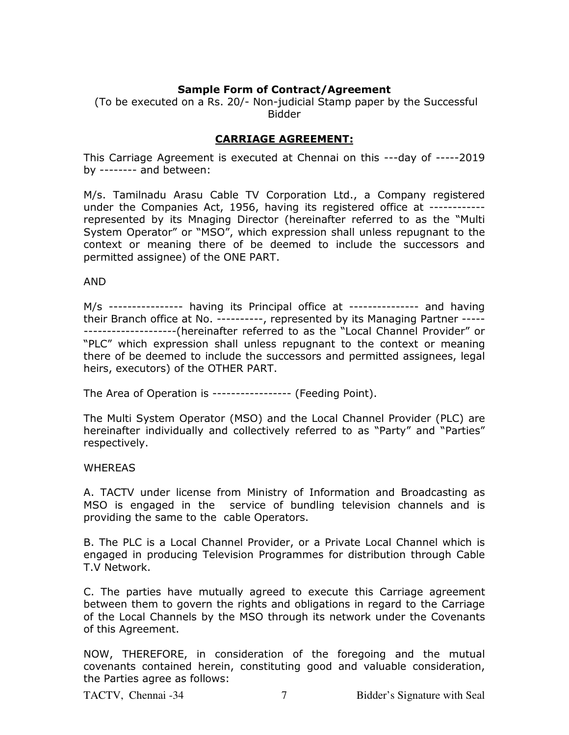**Sample Form of Contract/Agreement**

(To be executed on a Rs. 20/- Non-judicial Stamp paper by the Successful Bidder

**CARRIAGE AGREEMENT:**

This Carriage Agreement is executed at Chennai on this ---day of -----2019 by -------- and between:

M/s. Tamilnadu Arasu Cable TV Corporation Ltd., a Company registered under the Companies Act, 1956, having its registered office at ------------ represented by its Mnaging Director (hereinafter referred to as the "Multi System Operator" or "MSO", which expression shall unless repugnant to the context or meaning there of be deemed to include the successors and permitted assignee) of the ONE PART.

AND

M/s ---------------- having its Principal office at --------------- and having their Branch office at No. ----------, represented by its Managing Partner -------------------------(hereinafter referred to as the "Local Channel Provider" or "PLC" which expression shall unless repugnant to the context or meaning there of be deemed to include the successors and permitted assignees, legal heirs, executors) of the OTHER PART.

The Area of Operation is ----------------- (Feeding Point).

The Multi System Operator (MSO) and the Local Channel Provider (PLC) are hereinafter individually and collectively referred to as "Party" and "Parties" respectively.

WHEREAS

A. TACTV under license from Ministry of Information and Broadcasting as MSO is engaged in the service of bundling television channels and is providing the same to the cable Operators.

B. The PLC is a Local Channel Provider, or a Private Local Channel which is engaged in producing Television Programmes for distribution through Cable T.V Network.

C. The parties have mutually agreed to execute this Carriage agreement between them to govern the rights and obligations in regard to the Carriage of the Local Channels by the MSO through its network under the Covenants of this Agreement.

NOW, THEREFORE, in consideration of the foregoing and the mutual covenants contained herein, constituting good and valuable consideration, the Parties agree as follows: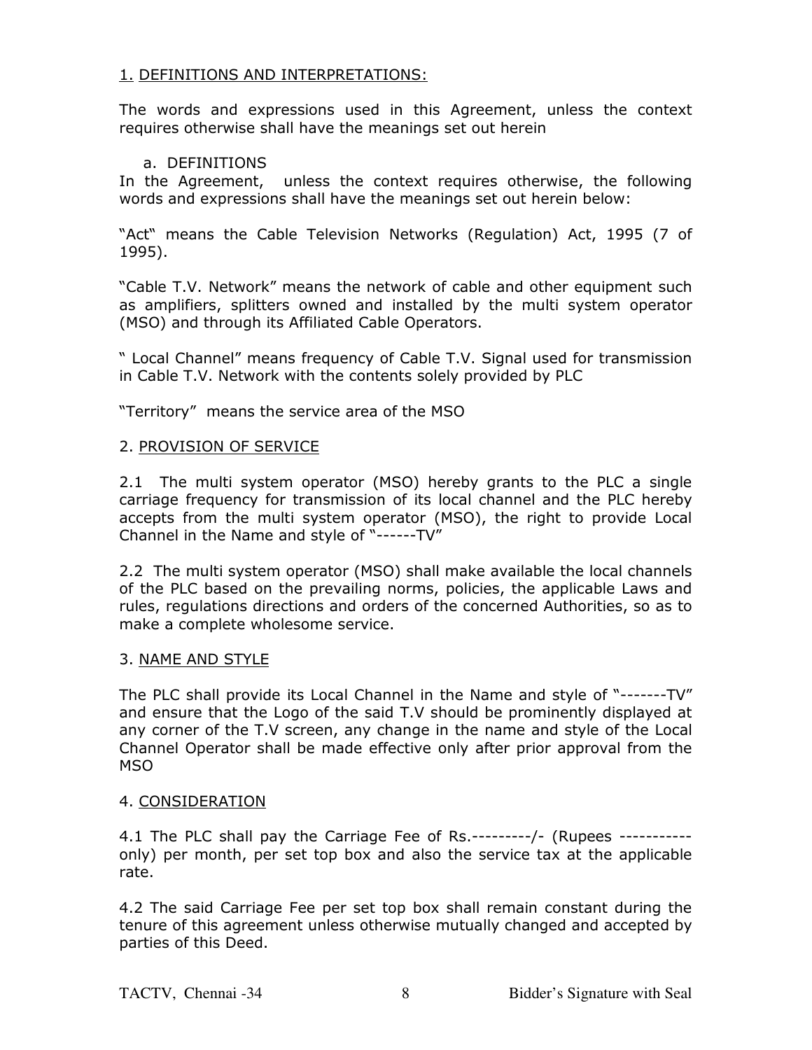## 1. DEFINITIONS AND INTERPRETATIONS:

The words and expressions used in this Agreement, unless the context requires otherwise shall have the meanings set out herein

a. DEFINITIONS

In the Agreement, unless the context requires otherwise, the following words and expressions shall have the meanings set out herein below:

"Act" means the Cable Television Networks (Regulation) Act, 1995 (7 of 1995).

"Cable T.V. Network" means the network of cable and other equipment such as amplifiers, splitters owned and installed by the multi system operator (MSO) and through its Affiliated Cable Operators.

" Local Channel" means frequency of Cable T.V. Signal used for transmission in Cable T.V. Network with the contents solely provided by PLC

"Territory" means the service area of the MSO

## 2. PROVISION OF SERVICE

2.1 The multi system operator (MSO) hereby grants to the PLC a single carriage frequency for transmission of its local channel and the PLC hereby accepts from the multi system operator (MSO), the right to provide Local Channel in the Name and style of "------TV"

2.2 The multi system operator (MSO) shall make available the local channels of the PLC based on the prevailing norms, policies, the applicable Laws and rules, regulations directions and orders of the concerned Authorities, so as to make a complete wholesome service.

## 3. NAME AND STYLE

The PLC shall provide its Local Channel in the Name and style of "-------TV" and ensure that the Logo of the said T.V should be prominently displayed at any corner of the T.V screen, any change in the name and style of the Local Channel Operator shall be made effective only after prior approval from the MSO

## 4. CONSIDERATION

4.1 The PLC shall pay the Carriage Fee of Rs.---------/- (Rupees ----------- only) per month, per set top box and also the service tax at the applicable rate.

4.2 The said Carriage Fee per set top box shall remain constant during the tenure of this agreement unless otherwise mutually changed and accepted by parties of this Deed.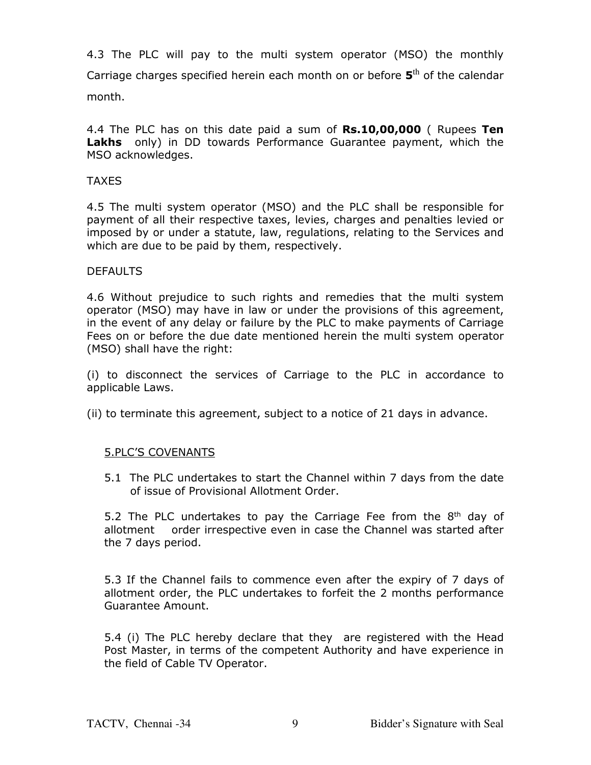4.3 The PLC will pay to the multi system operator (MSO) the monthly Carriage charges specified herein each month on or before **5**th of the calendar month.

4.4 The PLC has on this date paid a sum of **Rs.10,00,000** ( Rupees **Ten Lakhs** only) in DD towards Performance Guarantee payment, which the MSO acknowledges.

TAXES

4.5 The multi system operator (MSO) and the PLC shall be responsible for payment of all their respective taxes, levies, charges and penalties levied or imposed by or under a statute, law, regulations, relating to the Services and which are due to be paid by them, respectively.

DEFAULTS

4.6 Without prejudice to such rights and remedies that the multi system operator (MSO) may have in law or under the provisions of this agreement, in the event of any delay or failure by the PLC to make payments of Carriage Fees on or before the due date mentioned herein the multi system operator (MSO) shall have the right:

(i) to disconnect the services of Carriage to the PLC in accordance to applicable Laws.

(ii) to terminate this agreement, subject to a notice of 21 days in advance.

## 5.PLC'S COVENANTS

5.1 The PLC undertakes to start the Channel within 7 days from the date of issue of Provisional Allotment Order.

5.2 The PLC undertakes to pay the Carriage Fee from the 8th day of allotment order irrespective even in case the Channel was started after the 7 days period.

5.3 If the Channel fails to commence even after the expiry of 7 days of allotment order, the PLC undertakes to forfeit the 2 months performance Guarantee Amount.

5.4 (i) The PLC hereby declare that they are registered with the Head Post Master, in terms of the competent Authority and have experience in the field of Cable TV Operator.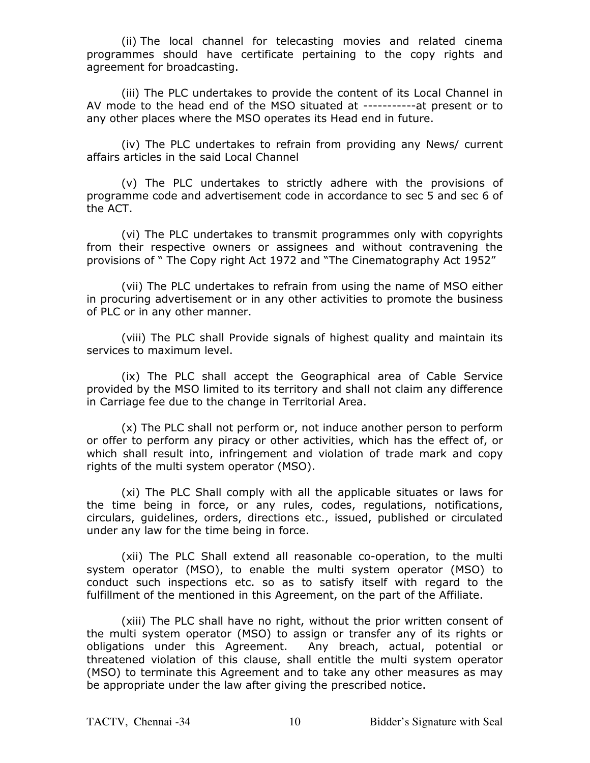(ii) The local channel for telecasting movies and related cinema programmes should have certificate pertaining to the copy rights and agreement for broadcasting.

(iii) The PLC undertakes to provide the content of its Local Channel in AV mode to the head end of the MSO situated at -----------at present or to any other places where the MSO operates its Head end in future.

(iv) The PLC undertakes to refrain from providing any News/ current affairs articles in the said Local Channel

(v) The PLC undertakes to strictly adhere with the provisions of programme code and advertisement code in accordance to sec 5 and sec 6 of the ACT.

(vi) The PLC undertakes to transmit programmes only with copyrights from their respective owners or assignees and without contravening the provisions of " The Copy right Act 1972 and "The Cinematography Act 1952"

(vii) The PLC undertakes to refrain from using the name of MSO either in procuring advertisement or in any other activities to promote the business of PLC or in any other manner.

(viii) The PLC shall Provide signals of highest quality and maintain its services to maximum level.

(ix) The PLC shall accept the Geographical area of Cable Service provided by the MSO limited to its territory and shall not claim any difference in Carriage fee due to the change in Territorial Area.

(x) The PLC shall not perform or, not induce another person to perform or offer to perform any piracy or other activities, which has the effect of, or which shall result into, infringement and violation of trade mark and copy rights of the multi system operator (MSO).

(xi) The PLC Shall comply with all the applicable situates or laws for the time being in force, or any rules, codes, regulations, notifications, circulars, guidelines, orders, directions etc., issued, published or circulated under any law for the time being in force.

(xii) The PLC Shall extend all reasonable co-operation, to the multi system operator (MSO), to enable the multi system operator (MSO) to conduct such inspections etc. so as to satisfy itself with regard to the fulfillment of the mentioned in this Agreement, on the part of the Affiliate.

(xiii) The PLC shall have no right, without the prior written consent of the multi system operator (MSO) to assign or transfer any of its rights or obligations under this Agreement. Any breach, actual, potential or threatened violation of this clause, shall entitle the multi system operator (MSO) to terminate this Agreement and to take any other measures as may be appropriate under the law after giving the prescribed notice.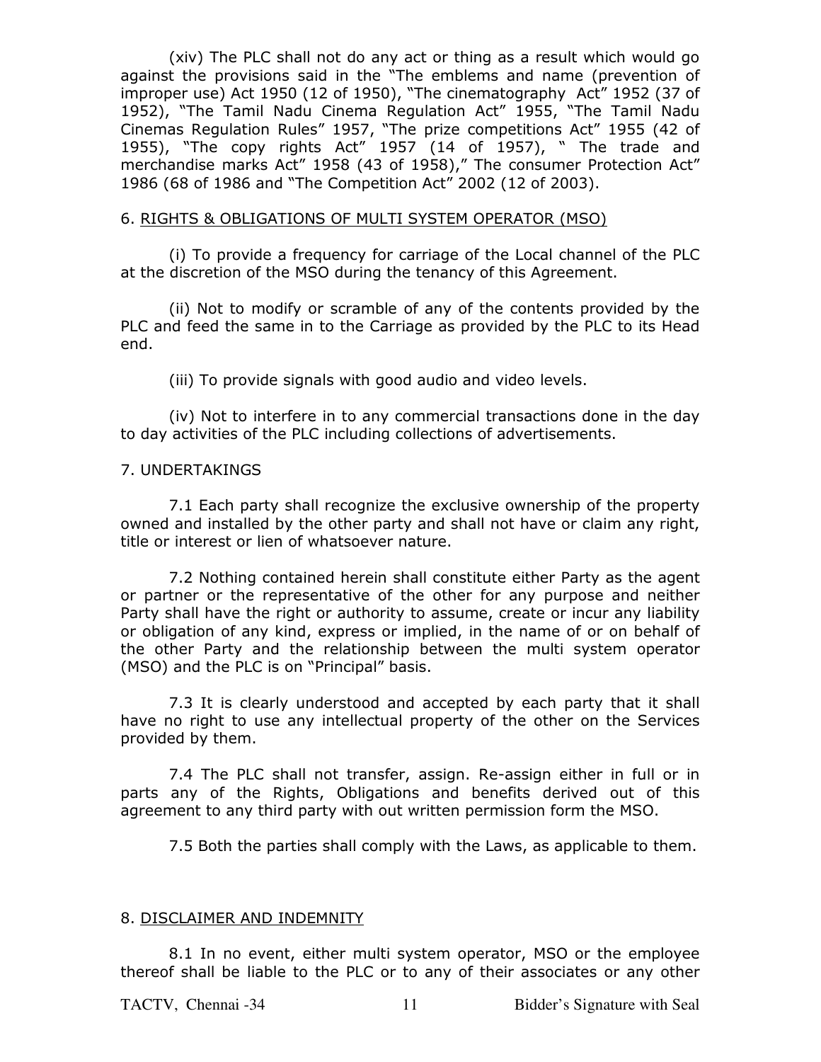(xiv) The PLC shall not do any act or thing as a result which would go against the provisions said in the "The emblems and name (prevention of improper use) Act 1950 (12 of 1950), "The cinematography Act" 1952 (37 of 1952), "The Tamil Nadu Cinema Regulation Act" 1955, "The Tamil Nadu Cinemas Regulation Rules" 1957, "The prize competitions Act" 1955 (42 of 1955), "The copy rights Act" 1957 (14 of 1957), " The trade and merchandise marks Act" 1958 (43 of 1958)," The consumer Protection Act" 1986 (68 of 1986 and "The Competition Act" 2002 (12 of 2003).

6. <u>RIGHTS & OBLIGATIONS OF MULTI SYSTEM OPERATOR (MSO)</u>

(i) To provide a frequency for carriage of the Local channel of the PLC at the discretion of the MSO during the tenancy of this Agreement.

(ii) Not to modify or scramble of any of the contents provided by the PLC and feed the same in to the Carriage as provided by the PLC to its Head end.

(iii) To provide signals with good audio and video levels.

(iv) Not to interfere in to any commercial transactions done in the day to day activities of the PLC including collections of advertisements.

7. UNDERTAKINGS

7.1 Each party shall recognize the exclusive ownership of the property owned and installed by the other party and shall not have or claim any right, title or interest or lien of whatsoever nature.

7.2 Nothing contained herein shall constitute either Party as the agent or partner or the representative of the other for any purpose and neither Party shall have the right or authority to assume, create or incur any liability or obligation of any kind, express or implied, in the name of or on behalf of the other Party and the relationship between the multi system operator (MSO) and the PLC is on "Principal" basis.

7.3 It is clearly understood and accepted by each party that it shall have no right to use any intellectual property of the other on the Services provided by them.

7.4 The PLC shall not transfer, assign. Re-assign either in full or in parts any of the Rights, Obligations and benefits derived out of this agreement to any third party with out written permission form the MSO.

7.5 Both the parties shall comply with the Laws, as applicable to them.

8. <u>DISCLAIMER AND INDEMNITY</u>

8.1 In no event, either multi system operator, MSO or the employee thereof shall be liable to the PLC or to any of their associates or any other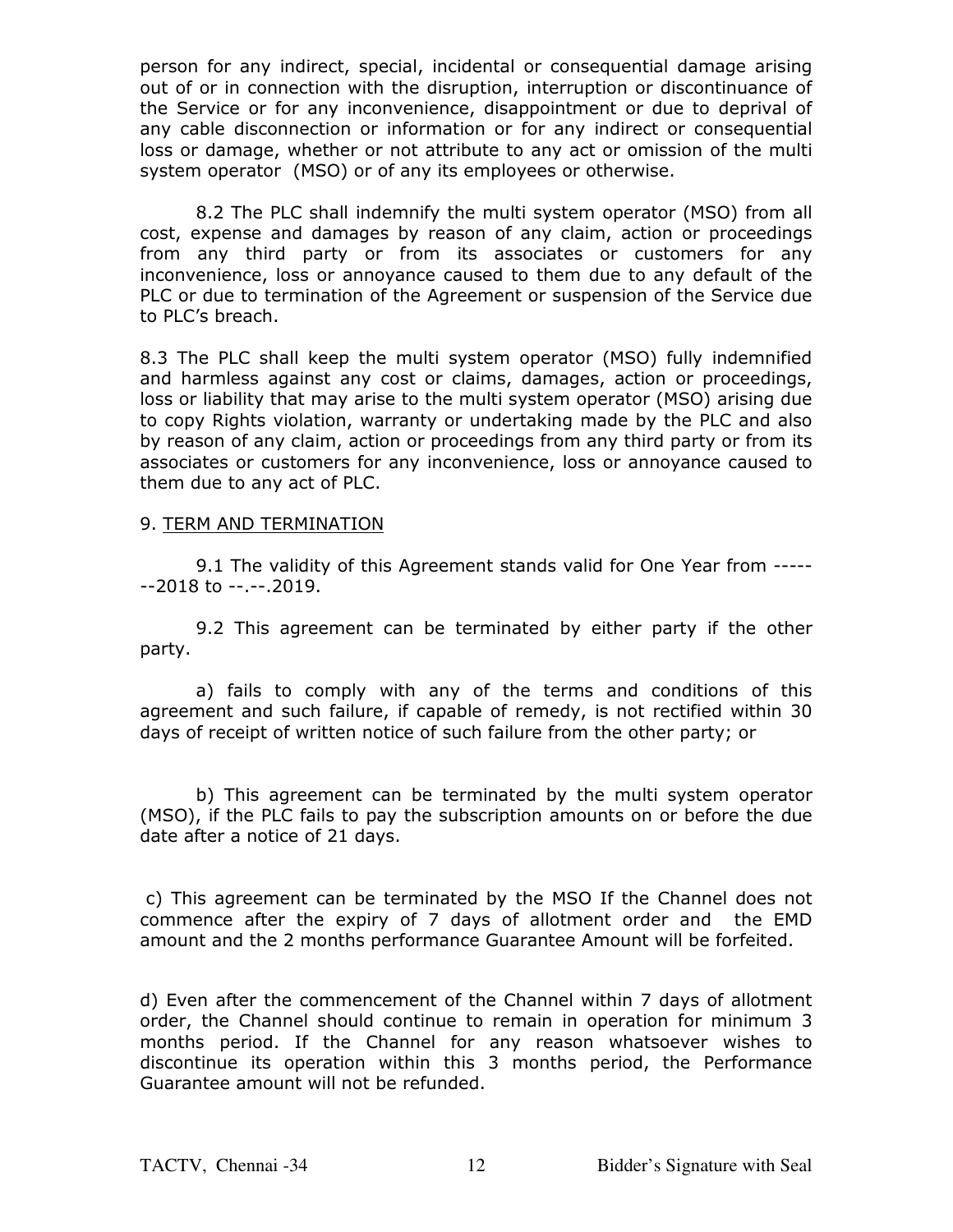person for any indirect, special, incidental or consequential damage arising out of or in connection with the disruption, interruption or discontinuance of the Service or for any inconvenience, disappointment or due to deprival of any cable disconnection or information or for any indirect or consequential loss or damage, whether or not attribute to any act or omission of the multi system operator (MSO) or of any its employees or otherwise.

8.2 The PLC shall indemnify the multi system operator (MSO) from all cost, expense and damages by reason of any claim, action or proceedings from any third party or from its associates or customers for any inconvenience, loss or annoyance caused to them due to any default of the PLC or due to termination of the Agreement or suspension of the Service due to PLC's breach.

8.3 The PLC shall keep the multi system operator (MSO) fully indemnified and harmless against any cost or claims, damages, action or proceedings, loss or liability that may arise to the multi system operator (MSO) arising due to copy Rights violation, warranty or undertaking made by the PLC and also by reason of any claim, action or proceedings from any third party or from its associates or customers for any inconvenience, loss or annoyance caused to them due to any act of PLC.

9. TERM AND TERMINATION

9.1 The validity of this Agreement stands valid for One Year from -------2018 to --.--.2019.

9.2 This agreement can be terminated by either party if the other party.

a) fails to comply with any of the terms and conditions of this agreement and such failure, if capable of remedy, is not rectified within 30 days of receipt of written notice of such failure from the other party; or

b) This agreement can be terminated by the multi system operator (MSO), if the PLC fails to pay the subscription amounts on or before the due date after a notice of 21 days.

c) This agreement can be terminated by the MSO If the Channel does not commence after the expiry of 7 days of allotment order and the EMD amount and the 2 months performance Guarantee Amount will be forfeited.

d) Even after the commencement of the Channel within 7 days of allotment order, the Channel should continue to remain in operation for minimum 3 months period. If the Channel for any reason whatsoever wishes to discontinue its operation within this 3 months period, the Performance Guarantee amount will not be refunded.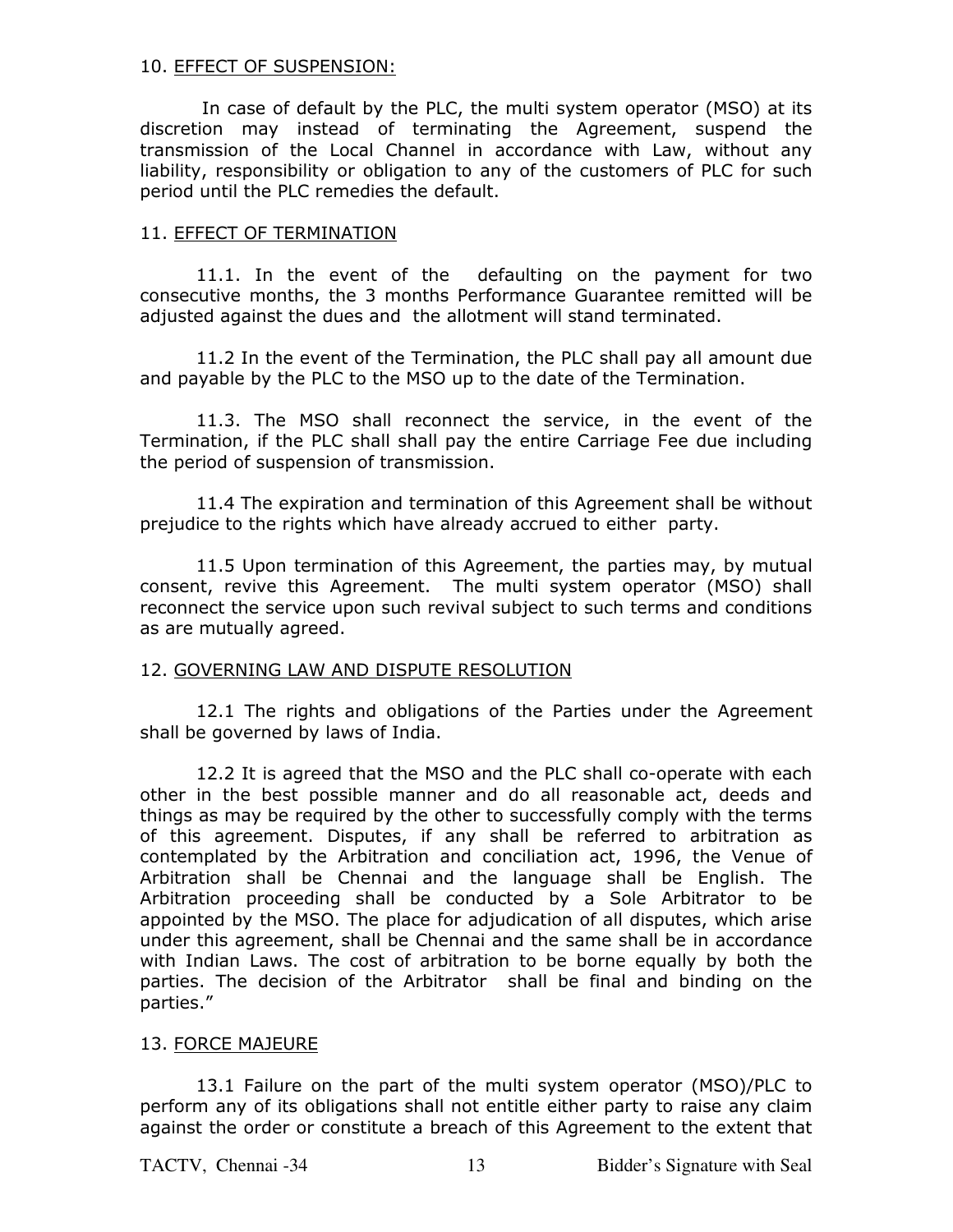10. EFFECT OF SUSPENSION:

In case of default by the PLC, the multi system operator (MSO) at its discretion may instead of terminating the Agreement, suspend the transmission of the Local Channel in accordance with Law, without any liability, responsibility or obligation to any of the customers of PLC for such period until the PLC remedies the default.

11. EFFECT OF TERMINATION

11.1. In the event of the defaulting on the payment for two consecutive months, the 3 months Performance Guarantee remitted will be adjusted against the dues and the allotment will stand terminated.

11.2 In the event of the Termination, the PLC shall pay all amount due and payable by the PLC to the MSO up to the date of the Termination.

11.3. The MSO shall reconnect the service, in the event of the Termination, if the PLC shall shall pay the entire Carriage Fee due including the period of suspension of transmission.

11.4 The expiration and termination of this Agreement shall be without prejudice to the rights which have already accrued to either party.

11.5 Upon termination of this Agreement, the parties may, by mutual consent, revive this Agreement. The multi system operator (MSO) shall reconnect the service upon such revival subject to such terms and conditions as are mutually agreed.

12. GOVERNING LAW AND DISPUTE RESOLUTION

12.1 The rights and obligations of the Parties under the Agreement shall be governed by laws of India.

12.2 It is agreed that the MSO and the PLC shall co-operate with each other in the best possible manner and do all reasonable act, deeds and things as may be required by the other to successfully comply with the terms of this agreement. Disputes, if any shall be referred to arbitration as contemplated by the Arbitration and conciliation act, 1996, the Venue of Arbitration shall be Chennai and the language shall be English. The Arbitration proceeding shall be conducted by a Sole Arbitrator to be appointed by the MSO. The place for adjudication of all disputes, which arise under this agreement, shall be Chennai and the same shall be in accordance with Indian Laws. The cost of arbitration to be borne equally by both the parties. The decision of the Arbitrator shall be final and binding on the parties."

13. FORCE MAJEURE

13.1 Failure on the part of the multi system operator (MSO)/PLC to perform any of its obligations shall not entitle either party to raise any claim against the order or constitute a breach of this Agreement to the extent that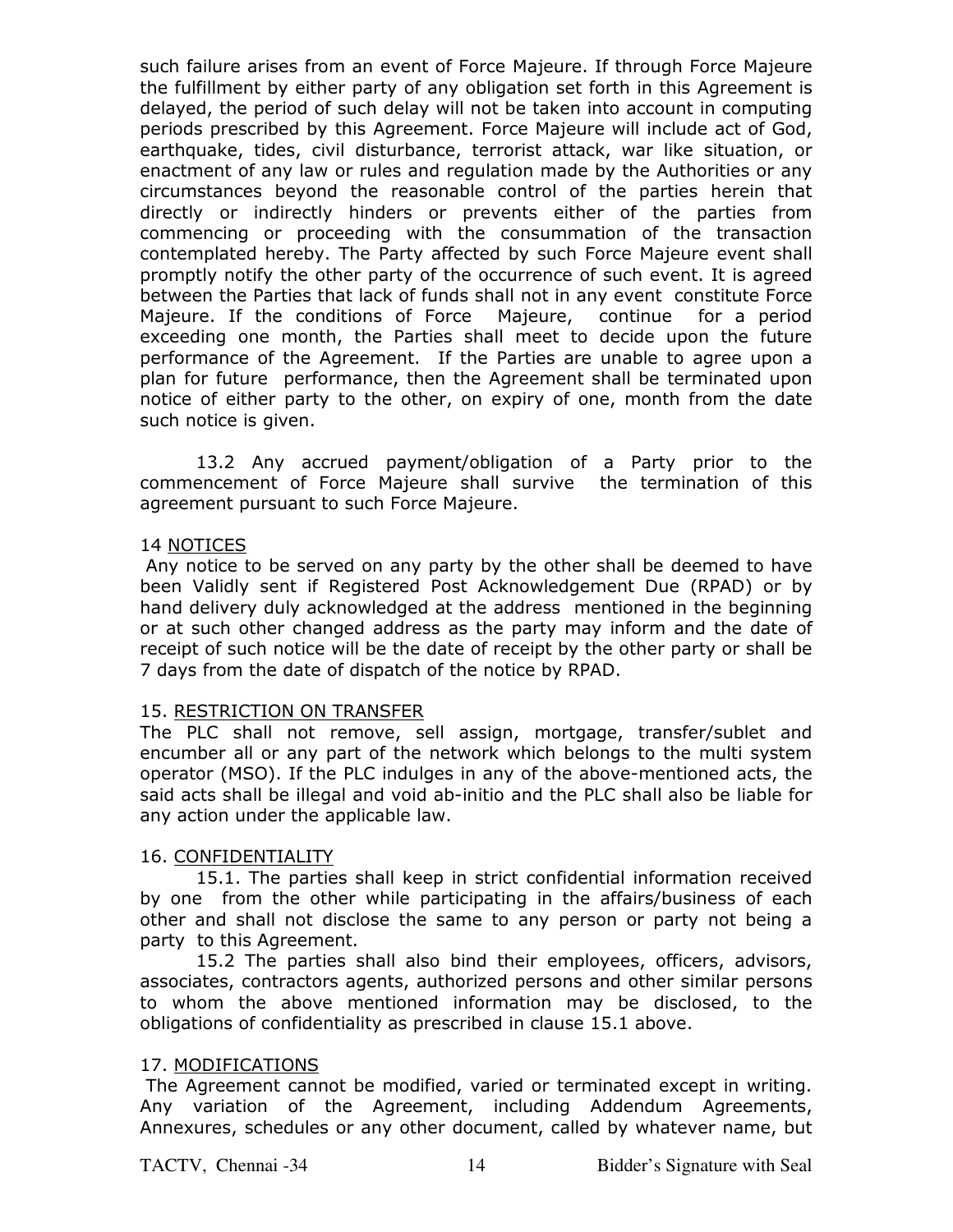such failure arises from an event of Force Majeure. If through Force Majeure the fulfillment by either party of any obligation set forth in this Agreement is delayed, the period of such delay will not be taken into account in computing periods prescribed by this Agreement. Force Majeure will include act of God, earthquake, tides, civil disturbance, terrorist attack, war like situation, or enactment of any law or rules and regulation made by the Authorities or any circumstances beyond the reasonable control of the parties herein that directly or indirectly hinders or prevents either of the parties from commencing or proceeding with the consummation of the transaction contemplated hereby. The Party affected by such Force Majeure event shall promptly notify the other party of the occurrence of such event. It is agreed between the Parties that lack of funds shall not in any event constitute Force Majeure. If the conditions of Force Majeure, continue for a period exceeding one month, the Parties shall meet to decide upon the future performance of the Agreement. If the Parties are unable to agree upon a plan for future performance, then the Agreement shall be terminated upon notice of either party to the other, on expiry of one, month from the date such notice is given.

13.2 Any accrued payment/obligation of a Party prior to the commencement of Force Majeure shall survive the termination of this agreement pursuant to such Force Majeure.

14 <u>NOTICES</u>

Any notice to be served on any party by the other shall be deemed to have been Validly sent if Registered Post Acknowledgement Due (RPAD) or by hand delivery duly acknowledged at the address mentioned in the beginning or at such other changed address as the party may inform and the date of receipt of such notice will be the date of receipt by the other party or shall be 7 days from the date of dispatch of the notice by RPAD.

15. <u>RESTRICTION ON TRANSFER</u>

The PLC shall not remove, sell assign, mortgage, transfer/sublet and encumber all or any part of the network which belongs to the multi system operator (MSO). If the PLC indulges in any of the above-mentioned acts, the said acts shall be illegal and void ab-initio and the PLC shall also be liable for any action under the applicable law.

16. <u>CONFIDENTIALITY</u>

15.1. The parties shall keep in strict confidential information received by one from the other while participating in the affairs/business of each other and shall not disclose the same to any person or party not being a party to this Agreement.

15.2 The parties shall also bind their employees, officers, advisors, associates, contractors agents, authorized persons and other similar persons to whom the above mentioned information may be disclosed, to the obligations of confidentiality as prescribed in clause 15.1 above.

17. <u>MODIFICATIONS</u>

The Agreement cannot be modified, varied or terminated except in writing. Any variation of the Agreement, including Addendum Agreements, Annexures, schedules or any other document, called by whatever name, but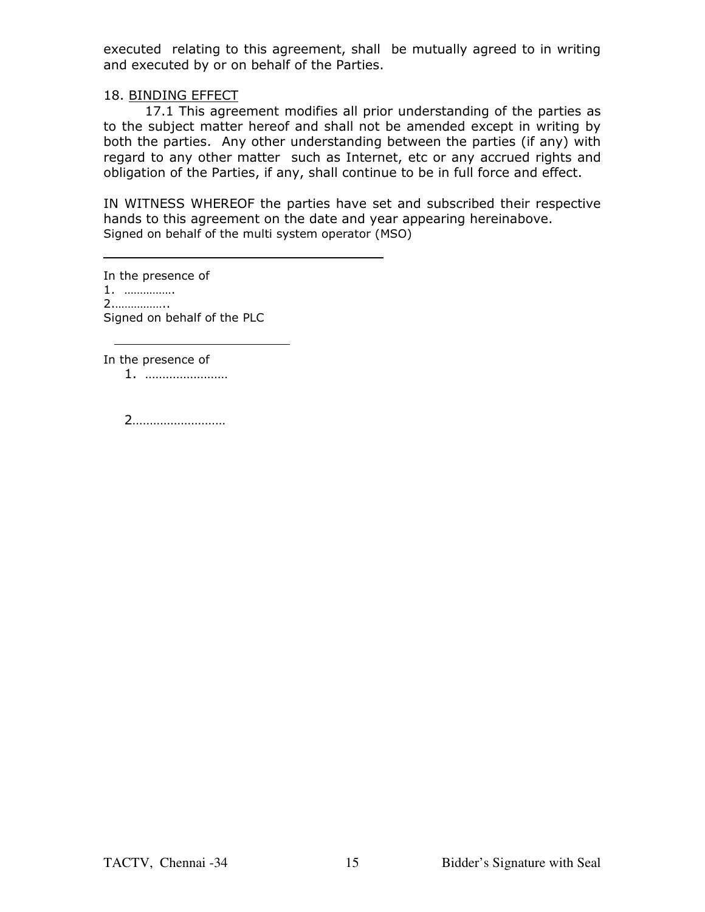executed relating to this agreement, shall be mutually agreed to in writing and executed by or on behalf of the Parties.

18. BINDING EFFECT

17.1 This agreement modifies all prior understanding of the parties as to the subject matter hereof and shall not be amended except in writing by both the parties. Any other understanding between the parties (if any) with regard to any other matter such as Internet, etc or any accrued rights and obligation of the Parties, if any, shall continue to be in full force and effect.

IN WITNESS WHEREOF the parties have set and subscribed their respective hands to this agreement on the date and year appearing hereinabove.

Signed on behalf of the multi system operator (MSO)

\_\_\_\_\_\_\_\_\_\_\_\_\_\_\_\_\_\_\_\_\_\_\_\_\_\_\_\_\_\_\_\_\_\_\_\_

In the presence of

1. …………….

2.……………..

Signed on behalf of the PLC

\_\_\_\_\_\_\_\_\_\_\_\_\_\_\_\_\_\_\_\_\_\_\_\_

In the presence of

1. ……………………

2………………………